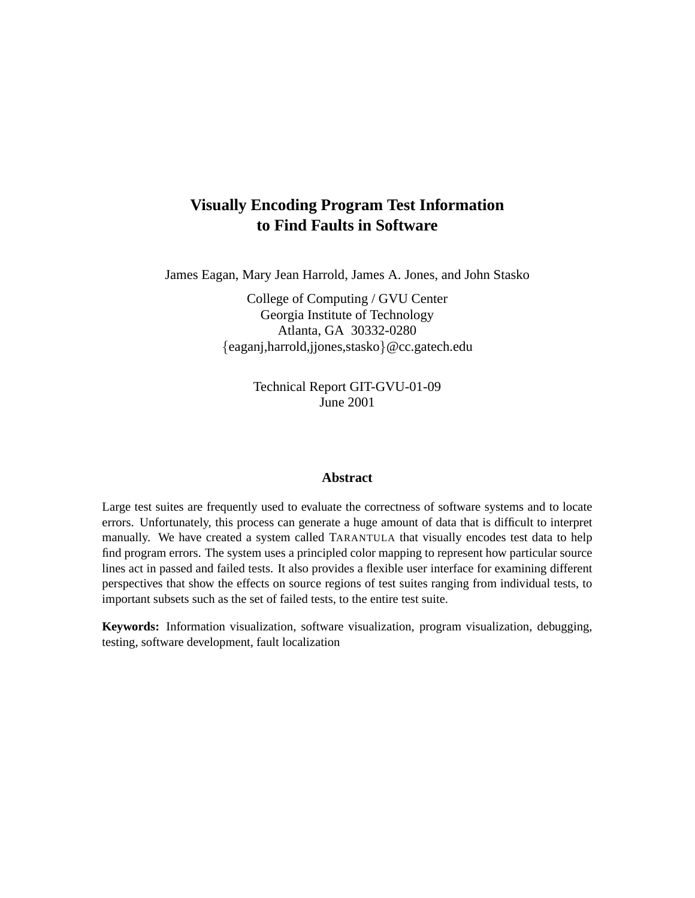# Visually Encoding Program Test Information to Find Faults in Software

James Eagan, Mary Jean Harrold, James A. Jones, and John Stasko

College of Computing / GVU Center
Georgia Institute of Technology
Atlanta, GA 30332-0280
{eaganj,harrold,jjones,stasko}@cc.gatech.edu

Technical Report GIT-GVU-01-09
June 2001

## Abstract

Large test suites are frequently used to evaluate the correctness of software systems and to locate errors. Unfortunately, this process can generate a huge amount of data that is difficult to interpret manually. We have created a system called TARANTULA that visually encodes test data to help find program errors. The system uses a principled color mapping to represent how particular source lines act in passed and failed tests. It also provides a flexible user interface for examining different perspectives that show the effects on source regions of test suites ranging from individual tests, to important subsets such as the set of failed tests, to the entire test suite.

**Keywords:** Information visualization, software visualization, program visualization, debugging, testing, software development, fault localization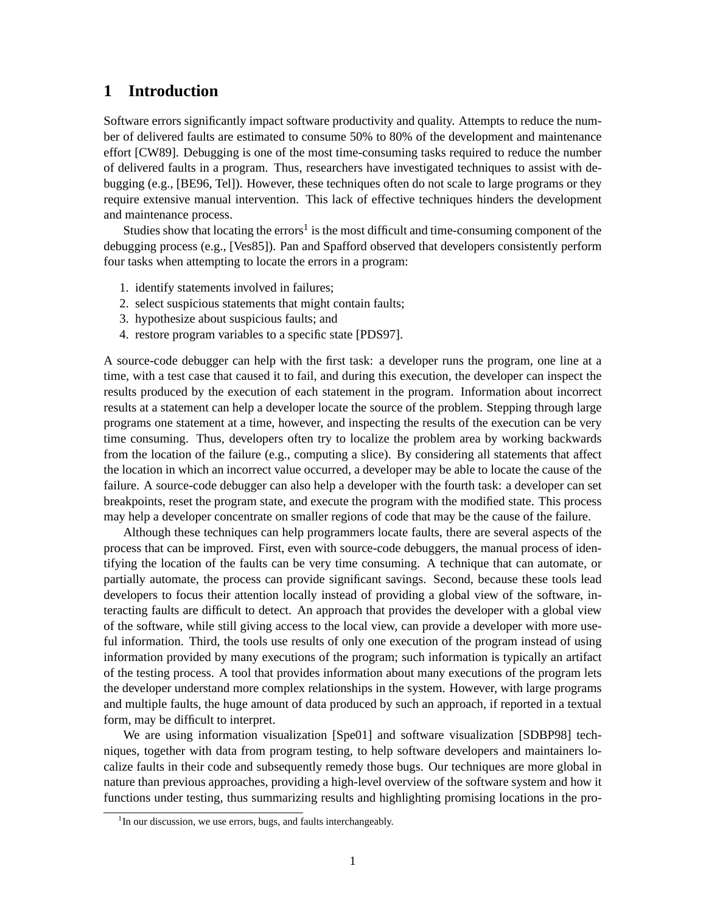# 1 Introduction

Software errors significantly impact software productivity and quality. Attempts to reduce the number of delivered faults are estimated to consume 50% to 80% of the development and maintenance effort [CW89]. Debugging is one of the most time-consuming tasks required to reduce the number of delivered faults in a program. Thus, researchers have investigated techniques to assist with debugging (e.g., [BE96, Tel]). However, these techniques often do not scale to large programs or they require extensive manual intervention. This lack of effective techniques hinders the development and maintenance process.

Studies show that locating the errors[1] is the most difficult and time-consuming component of the debugging process (e.g., [Ves85]). Pan and Spafford observed that developers consistently perform four tasks when attempting to locate the errors in a program:

1. identify statements involved in failures;
2. select suspicious statements that might contain faults;
3. hypothesize about suspicious faults; and
4. restore program variables to a specific state [PDS97].

A source-code debugger can help with the first task: a developer runs the program, one line at a time, with a test case that caused it to fail, and during this execution, the developer can inspect the results produced by the execution of each statement in the program. Information about incorrect results at a statement can help a developer locate the source of the problem. Stepping through large programs one statement at a time, however, and inspecting the results of the execution can be very time consuming. Thus, developers often try to localize the problem area by working backwards from the location of the failure (e.g., computing a slice). By considering all statements that affect the location in which an incorrect value occurred, a developer may be able to locate the cause of the failure. A source-code debugger can also help a developer with the fourth task: a developer can set breakpoints, reset the program state, and execute the program with the modified state. This process may help a developer concentrate on smaller regions of code that may be the cause of the failure.

Although these techniques can help programmers locate faults, there are several aspects of the process that can be improved. First, even with source-code debuggers, the manual process of identifying the location of the faults can be very time consuming. A technique that can automate, or partially automate, the process can provide significant savings. Second, because these tools lead developers to focus their attention locally instead of providing a global view of the software, interacting faults are difficult to detect. An approach that provides the developer with a global view of the software, while still giving access to the local view, can provide a developer with more useful information. Third, the tools use results of only one execution of the program instead of using information provided by many executions of the program; such information is typically an artifact of the testing process. A tool that provides information about many executions of the program lets the developer understand more complex relationships in the system. However, with large programs and multiple faults, the huge amount of data produced by such an approach, if reported in a textual form, may be difficult to interpret.

We are using information visualization [Spe01] and software visualization [SDBP98] techniques, together with data from program testing, to help software developers and maintainers localize faults in their code and subsequently remedy those bugs. Our techniques are more global in nature than previous approaches, providing a high-level overview of the software system and how it functions under testing, thus summarizing results and highlighting promising locations in the pro-

[1] In our discussion, we use errors, bugs, and faults interchangeably.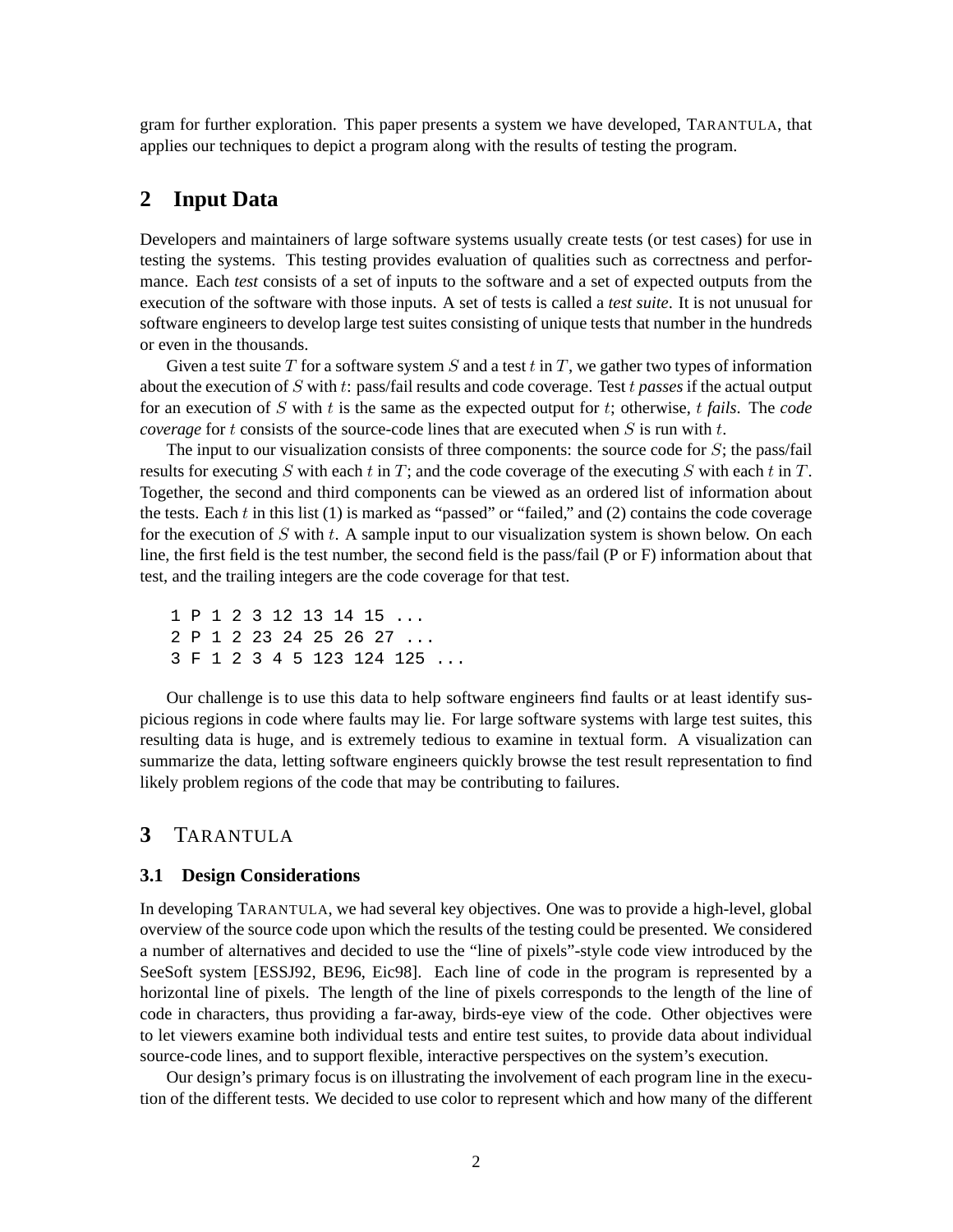gram for further exploration. This paper presents a system we have developed, TARANTULA, that applies our techniques to depict a program along with the results of testing the program.

## 2 Input Data

Developers and maintainers of large software systems usually create tests (or test cases) for use in testing the systems. This testing provides evaluation of qualities such as correctness and performance. Each *test* consists of a set of inputs to the software and a set of expected outputs from the execution of the software with those inputs. A set of tests is called a *test suite*. It is not unusual for software engineers to develop large test suites consisting of unique tests that number in the hundreds or even in the thousands.

Given a test suite $T$ for a software system $S$ and a test $t$ in $T$, we gather two types of information about the execution of $S$ with $t$: pass/fail results and code coverage. Test $t$ *passes* if the actual output for an execution of $S$ with $t$ is the same as the expected output for $t$; otherwise, $t$ *fails*. The *code coverage* for $t$ consists of the source-code lines that are executed when $S$ is run with $t$.

The input to our visualization consists of three components: the source code for $S$; the pass/fail results for executing $S$ with each $t$ in $T$; and the code coverage of the executing $S$ with each $t$ in $T$. Together, the second and third components can be viewed as an ordered list of information about the tests. Each $t$ in this list (1) is marked as "passed" or "failed," and (2) contains the code coverage for the execution of $S$ with $t$. A sample input to our visualization system is shown below. On each line, the first field is the test number, the second field is the pass/fail (P or F) information about that test, and the trailing integers are the code coverage for that test.

```
1 P 1 2 3 12 13 14 15 ...
2 P 1 2 23 24 25 26 27 ...
3 F 1 2 3 4 5 123 124 125 ...
```

Our challenge is to use this data to help software engineers find faults or at least identify suspicious regions in code where faults may lie. For large software systems with large test suites, this resulting data is huge, and is extremely tedious to examine in textual form. A visualization can summarize the data, letting software engineers quickly browse the test result representation to find likely problem regions of the code that may be contributing to failures.

## 3 TARANTULA

### 3.1 Design Considerations

In developing TARANTULA, we had several key objectives. One was to provide a high-level, global overview of the source code upon which the results of the testing could be presented. We considered a number of alternatives and decided to use the "line of pixels"-style code view introduced by the SeeSoft system [ESSJ92, BE96, Eic98]. Each line of code in the program is represented by a horizontal line of pixels. The length of the line of pixels corresponds to the length of the line of code in characters, thus providing a far-away, birds-eye view of the code. Other objectives were to let viewers examine both individual tests and entire test suites, to provide data about individual source-code lines, and to support flexible, interactive perspectives on the system's execution.

Our design's primary focus is on illustrating the involvement of each program line in the execution of the different tests. We decided to use color to represent which and how many of the different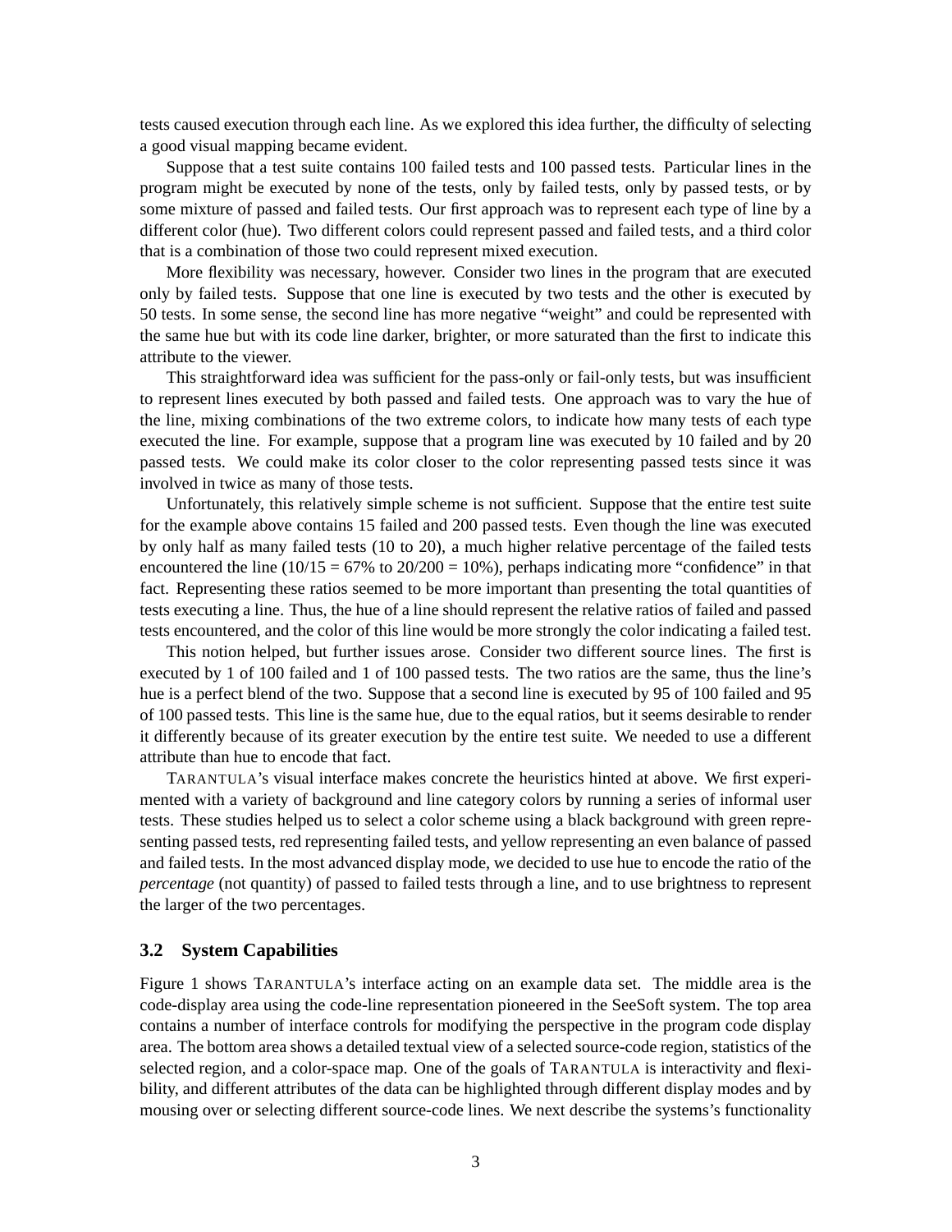tests caused execution through each line. As we explored this idea further, the difficulty of selecting a good visual mapping became evident.

Suppose that a test suite contains 100 failed tests and 100 passed tests. Particular lines in the program might be executed by none of the tests, only by failed tests, only by passed tests, or by some mixture of passed and failed tests. Our first approach was to represent each type of line by a different color (hue). Two different colors could represent passed and failed tests, and a third color that is a combination of those two could represent mixed execution.

More flexibility was necessary, however. Consider two lines in the program that are executed only by failed tests. Suppose that one line is executed by two tests and the other is executed by 50 tests. In some sense, the second line has more negative "weight" and could be represented with the same hue but with its code line darker, brighter, or more saturated than the first to indicate this attribute to the viewer.

This straightforward idea was sufficient for the pass-only or fail-only tests, but was insufficient to represent lines executed by both passed and failed tests. One approach was to vary the hue of the line, mixing combinations of the two extreme colors, to indicate how many tests of each type executed the line. For example, suppose that a program line was executed by 10 failed and by 20 passed tests. We could make its color closer to the color representing passed tests since it was involved in twice as many of those tests.

Unfortunately, this relatively simple scheme is not sufficient. Suppose that the entire test suite for the example above contains 15 failed and 200 passed tests. Even though the line was executed by only half as many failed tests (10 to 20), a much higher relative percentage of the failed tests encountered the line (10/15 = 67% to 20/200 = 10%), perhaps indicating more "confidence" in that fact. Representing these ratios seemed to be more important than presenting the total quantities of tests executing a line. Thus, the hue of a line should represent the relative ratios of failed and passed tests encountered, and the color of this line would be more strongly the color indicating a failed test.

This notion helped, but further issues arose. Consider two different source lines. The first is executed by 1 of 100 failed and 1 of 100 passed tests. The two ratios are the same, thus the line's hue is a perfect blend of the two. Suppose that a second line is executed by 95 of 100 failed and 95 of 100 passed tests. This line is the same hue, due to the equal ratios, but it seems desirable to render it differently because of its greater execution by the entire test suite. We needed to use a different attribute than hue to encode that fact.

TARANTULA's visual interface makes concrete the heuristics hinted at above. We first experimented with a variety of background and line category colors by running a series of informal user tests. These studies helped us to select a color scheme using a black background with green representing passed tests, red representing failed tests, and yellow representing an even balance of passed and failed tests. In the most advanced display mode, we decided to use hue to encode the ratio of the *percentage* (not quantity) of passed to failed tests through a line, and to use brightness to represent the larger of the two percentages.

### 3.2 System Capabilities

Figure 1 shows TARANTULA's interface acting on an example data set. The middle area is the code-display area using the code-line representation pioneered in the SeeSoft system. The top area contains a number of interface controls for modifying the perspective in the program code display area. The bottom area shows a detailed textual view of a selected source-code region, statistics of the selected region, and a color-space map. One of the goals of TARANTULA is interactivity and flexibility, and different attributes of the data can be highlighted through different display modes and by mousing over or selecting different source-code lines. We next describe the systems's functionality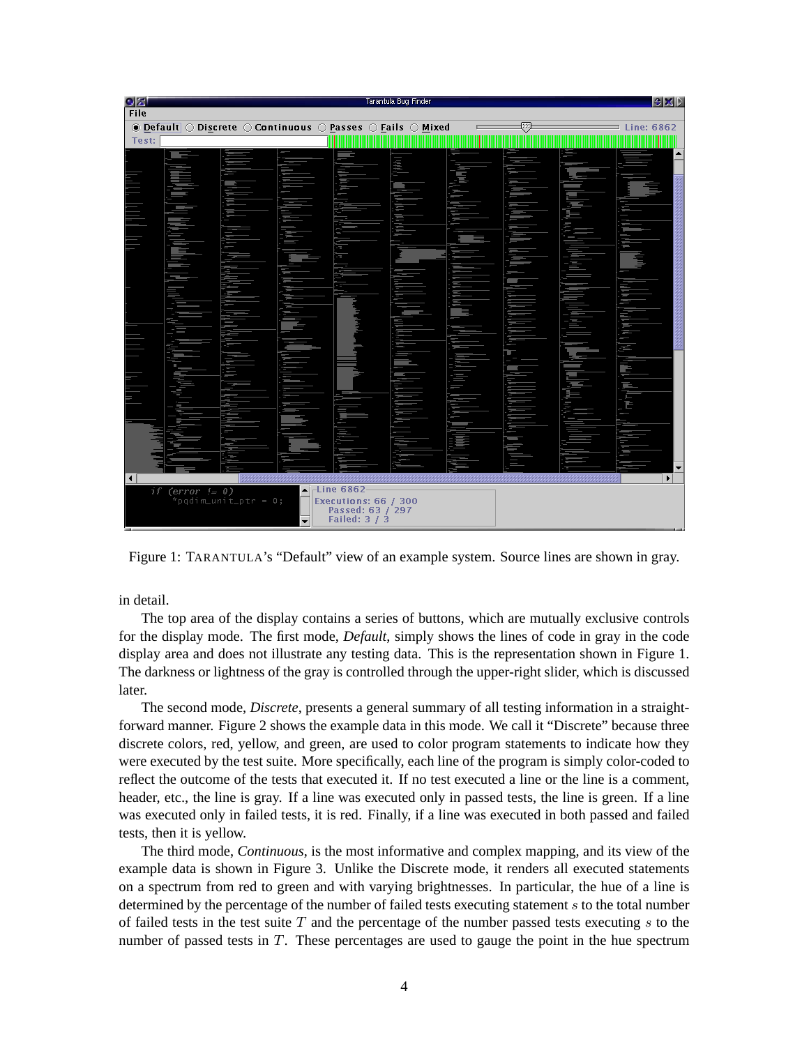Figure 1: TARANTULA's "Default" view of an example system. Source lines are shown in gray.

in detail.

The top area of the display contains a series of buttons, which are mutually exclusive controls for the display mode. The first mode, *Default*, simply shows the lines of code in gray in the code display area and does not illustrate any testing data. This is the representation shown in Figure 1. The darkness or lightness of the gray is controlled through the upper-right slider, which is discussed later.

The second mode, *Discrete*, presents a general summary of all testing information in a straightforward manner. Figure 2 shows the example data in this mode. We call it "Discrete" because three discrete colors, red, yellow, and green, are used to color program statements to indicate how they were executed by the test suite. More specifically, each line of the program is simply color-coded to reflect the outcome of the tests that executed it. If no test executed a line or the line is a comment, header, etc., the line is gray. If a line was executed only in passed tests, the line is green. If a line was executed only in failed tests, it is red. Finally, if a line was executed in both passed and failed tests, then it is yellow.

The third mode, *Continuous*, is the most informative and complex mapping, and its view of the example data is shown in Figure 3. Unlike the Discrete mode, it renders all executed statements on a spectrum from red to green and with varying brightnesses. In particular, the hue of a line is determined by the percentage of the number of failed tests executing statement $s$ to the total number of failed tests in the test suite $T$ and the percentage of the number passed tests executing $s$ to the number of passed tests in $T$. These percentages are used to gauge the point in the hue spectrum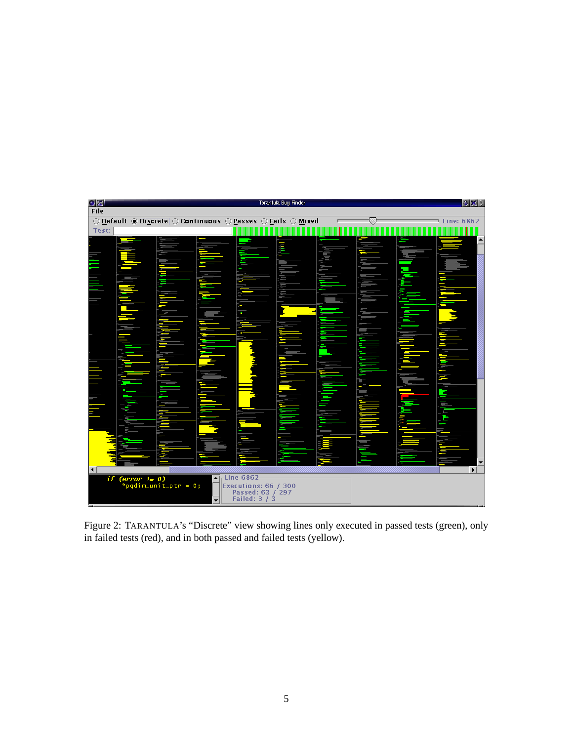Figure 2: TARANTULA's "Discrete" view showing lines only executed in passed tests (green), only in failed tests (red), and in both passed and failed tests (yellow).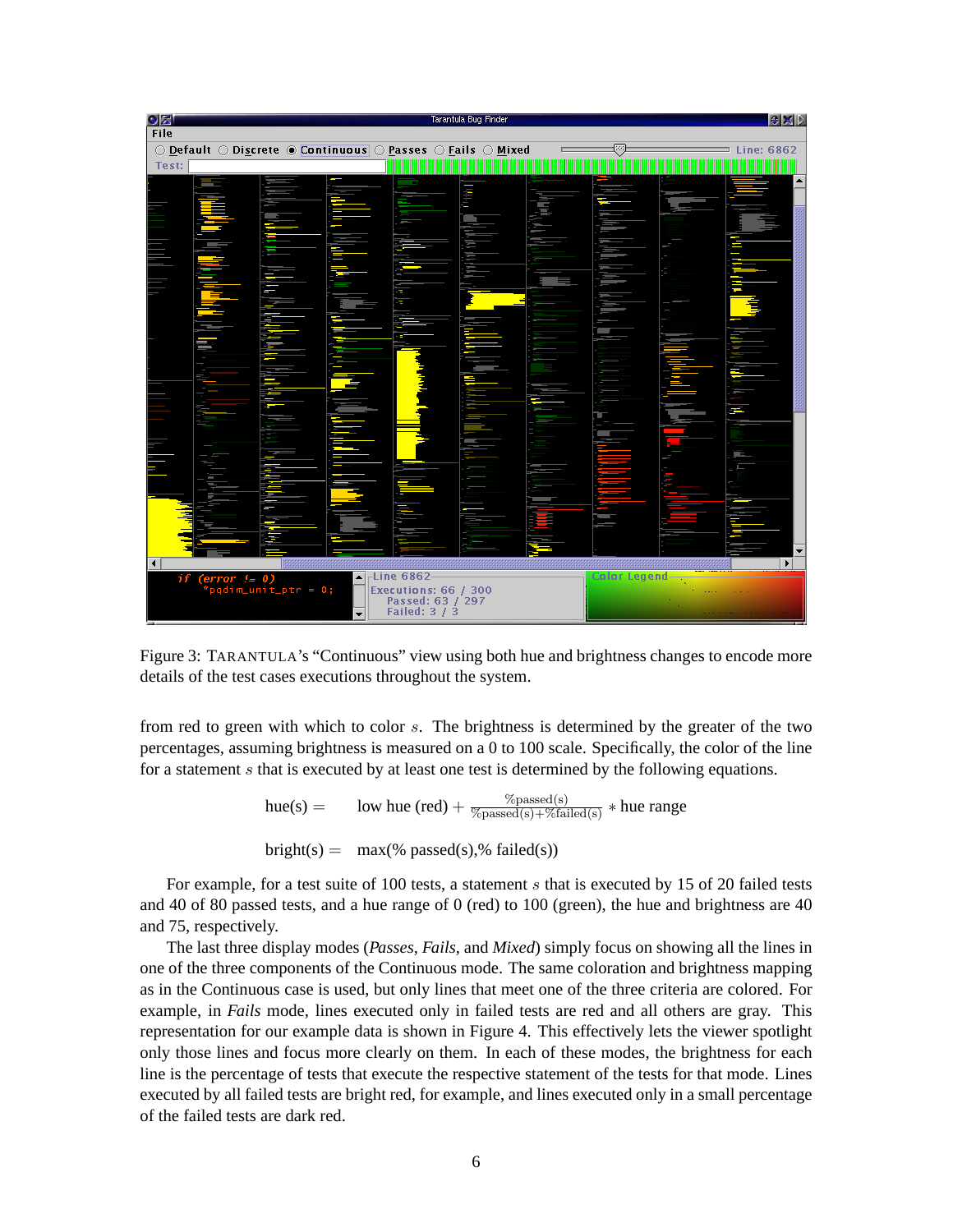Figure 3: TARANTULA's "Continuous" view using both hue and brightness changes to encode more details of the test cases executions throughout the system.

from red to green with which to color $s$. The brightness is determined by the greater of the two percentages, assuming brightness is measured on a 0 to 100 scale. Specifically, the color of the line for a statement $s$ that is executed by at least one test is determined by the following equations.

$$\text{hue(s)} = \quad \text{low hue (red)} + \frac{\%\text{passed(s)}}{\%\text{passed(s)}+\%\text{failed(s)}} * \text{hue range}$$

$$\text{bright(s)} = \quad \max(\%\ \text{passed(s)}, \%\ \text{failed(s)})$$

For example, for a test suite of 100 tests, a statement $s$ that is executed by 15 of 20 failed tests and 40 of 80 passed tests, and a hue range of 0 (red) to 100 (green), the hue and brightness are 40 and 75, respectively.

The last three display modes (*Passes*, *Fails*, and *Mixed*) simply focus on showing all the lines in one of the three components of the Continuous mode. The same coloration and brightness mapping as in the Continuous case is used, but only lines that meet one of the three criteria are colored. For example, in *Fails* mode, lines executed only in failed tests are red and all others are gray. This representation for our example data is shown in Figure 4. This effectively lets the viewer spotlight only those lines and focus more clearly on them. In each of these modes, the brightness for each line is the percentage of tests that execute the respective statement of the tests for that mode. Lines executed by all failed tests are bright red, for example, and lines executed only in a small percentage of the failed tests are dark red.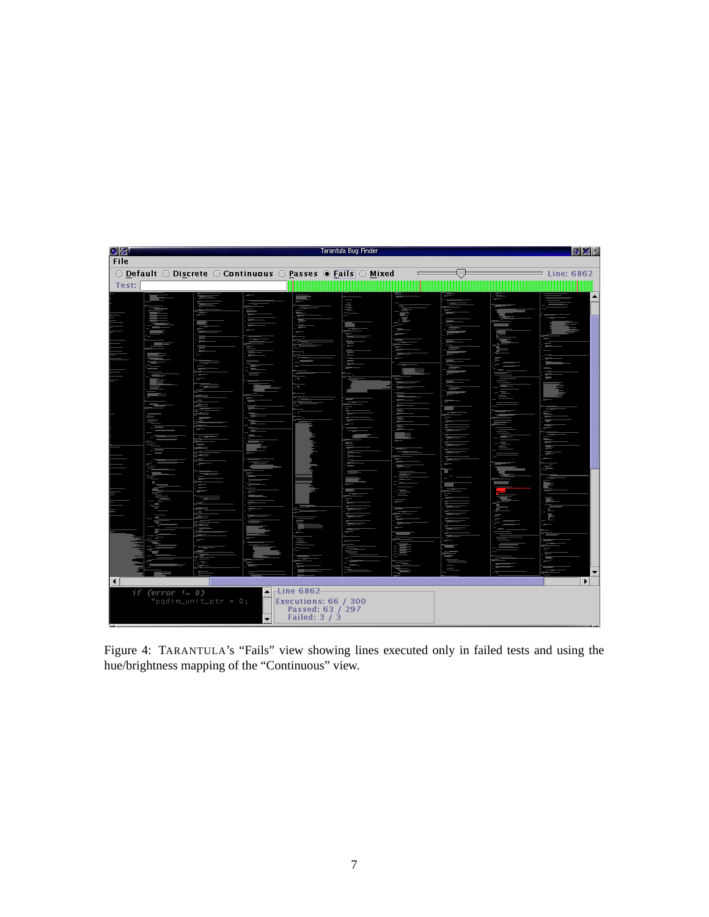Figure 4: TARANTULA's "Fails" view showing lines executed only in failed tests and using the hue/brightness mapping of the "Continuous" view.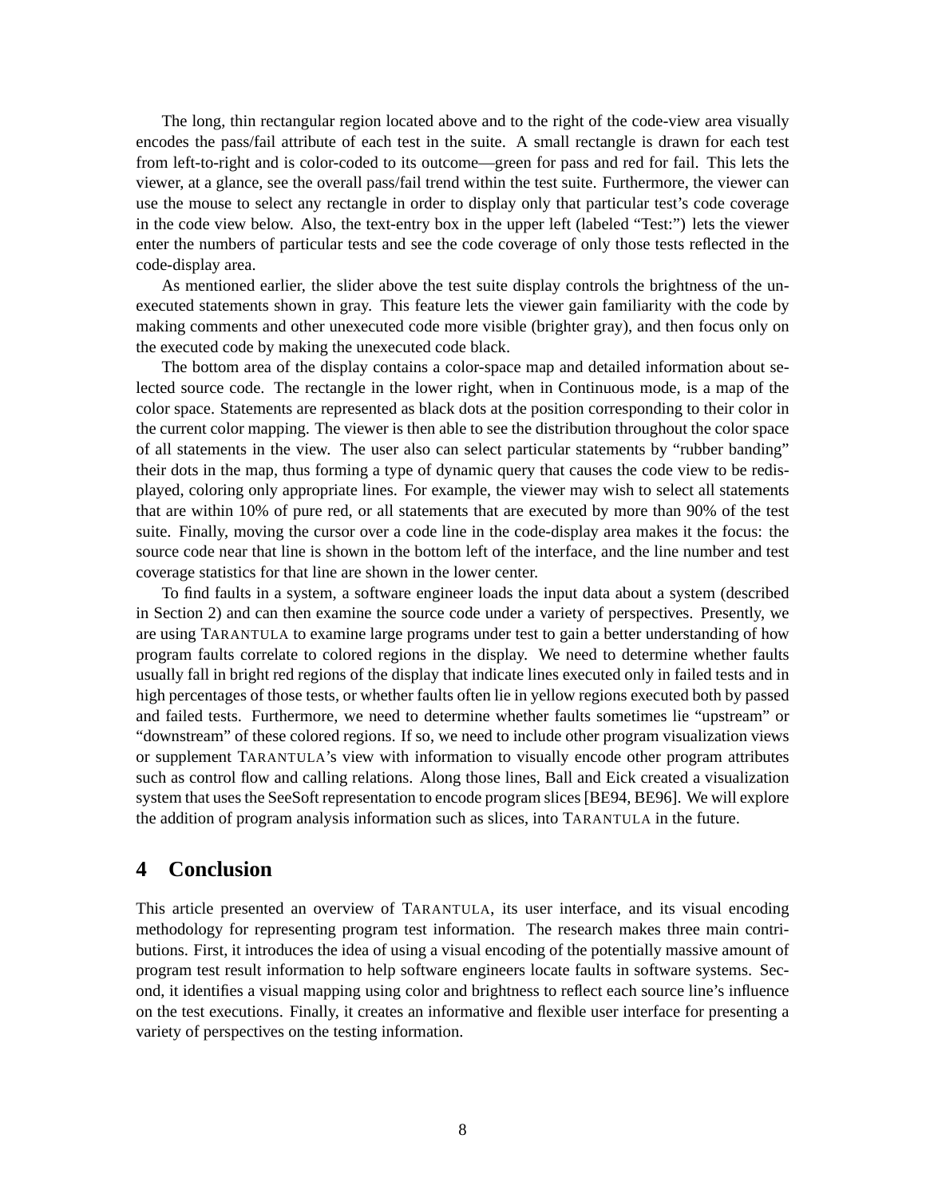The long, thin rectangular region located above and to the right of the code-view area visually encodes the pass/fail attribute of each test in the suite. A small rectangle is drawn for each test from left-to-right and is color-coded to its outcome—green for pass and red for fail. This lets the viewer, at a glance, see the overall pass/fail trend within the test suite. Furthermore, the viewer can use the mouse to select any rectangle in order to display only that particular test's code coverage in the code view below. Also, the text-entry box in the upper left (labeled "Test:") lets the viewer enter the numbers of particular tests and see the code coverage of only those tests reflected in the code-display area.

As mentioned earlier, the slider above the test suite display controls the brightness of the unexecuted statements shown in gray. This feature lets the viewer gain familiarity with the code by making comments and other unexecuted code more visible (brighter gray), and then focus only on the executed code by making the unexecuted code black.

The bottom area of the display contains a color-space map and detailed information about selected source code. The rectangle in the lower right, when in Continuous mode, is a map of the color space. Statements are represented as black dots at the position corresponding to their color in the current color mapping. The viewer is then able to see the distribution throughout the color space of all statements in the view. The user also can select particular statements by "rubber banding" their dots in the map, thus forming a type of dynamic query that causes the code view to be redisplayed, coloring only appropriate lines. For example, the viewer may wish to select all statements that are within 10% of pure red, or all statements that are executed by more than 90% of the test suite. Finally, moving the cursor over a code line in the code-display area makes it the focus: the source code near that line is shown in the bottom left of the interface, and the line number and test coverage statistics for that line are shown in the lower center.

To find faults in a system, a software engineer loads the input data about a system (described in Section 2) and can then examine the source code under a variety of perspectives. Presently, we are using TARANTULA to examine large programs under test to gain a better understanding of how program faults correlate to colored regions in the display. We need to determine whether faults usually fall in bright red regions of the display that indicate lines executed only in failed tests and in high percentages of those tests, or whether faults often lie in yellow regions executed both by passed and failed tests. Furthermore, we need to determine whether faults sometimes lie "upstream" or "downstream" of these colored regions. If so, we need to include other program visualization views or supplement TARANTULA's view with information to visually encode other program attributes such as control flow and calling relations. Along those lines, Ball and Eick created a visualization system that uses the SeeSoft representation to encode program slices [BE94, BE96]. We will explore the addition of program analysis information such as slices, into TARANTULA in the future.

## 4 Conclusion

This article presented an overview of TARANTULA, its user interface, and its visual encoding methodology for representing program test information. The research makes three main contributions. First, it introduces the idea of using a visual encoding of the potentially massive amount of program test result information to help software engineers locate faults in software systems. Second, it identifies a visual mapping using color and brightness to reflect each source line's influence on the test executions. Finally, it creates an informative and flexible user interface for presenting a variety of perspectives on the testing information.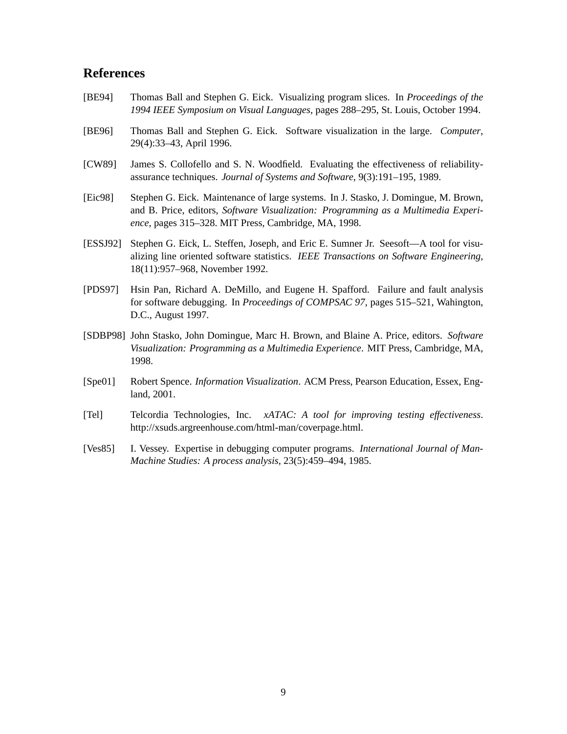## References

[BE94] Thomas Ball and Stephen G. Eick. Visualizing program slices. In *Proceedings of the 1994 IEEE Symposium on Visual Languages*, pages 288–295, St. Louis, October 1994.

[BE96] Thomas Ball and Stephen G. Eick. Software visualization in the large. *Computer*, 29(4):33–43, April 1996.

[CW89] James S. Collofello and S. N. Woodfield. Evaluating the effectiveness of reliability-assurance techniques. *Journal of Systems and Software*, 9(3):191–195, 1989.

[Eic98] Stephen G. Eick. Maintenance of large systems. In J. Stasko, J. Domingue, M. Brown, and B. Price, editors, *Software Visualization: Programming as a Multimedia Experience*, pages 315–328. MIT Press, Cambridge, MA, 1998.

[ESSJ92] Stephen G. Eick, L. Steffen, Joseph, and Eric E. Sumner Jr. Seesoft—A tool for visualizing line oriented software statistics. *IEEE Transactions on Software Engineering*, 18(11):957–968, November 1992.

[PDS97] Hsin Pan, Richard A. DeMillo, and Eugene H. Spafford. Failure and fault analysis for software debugging. In *Proceedings of COMPSAC 97*, pages 515–521, Wahington, D.C., August 1997.

[SDBP98] John Stasko, John Domingue, Marc H. Brown, and Blaine A. Price, editors. *Software Visualization: Programming as a Multimedia Experience*. MIT Press, Cambridge, MA, 1998.

[Spe01] Robert Spence. *Information Visualization*. ACM Press, Pearson Education, Essex, England, 2001.

[Tel] Telcordia Technologies, Inc. *xATAC: A tool for improving testing effectiveness*. http://xsuds.argreenhouse.com/html-man/coverpage.html.

[Ves85] I. Vessey. Expertise in debugging computer programs. *International Journal of Man-Machine Studies: A process analysis*, 23(5):459–494, 1985.